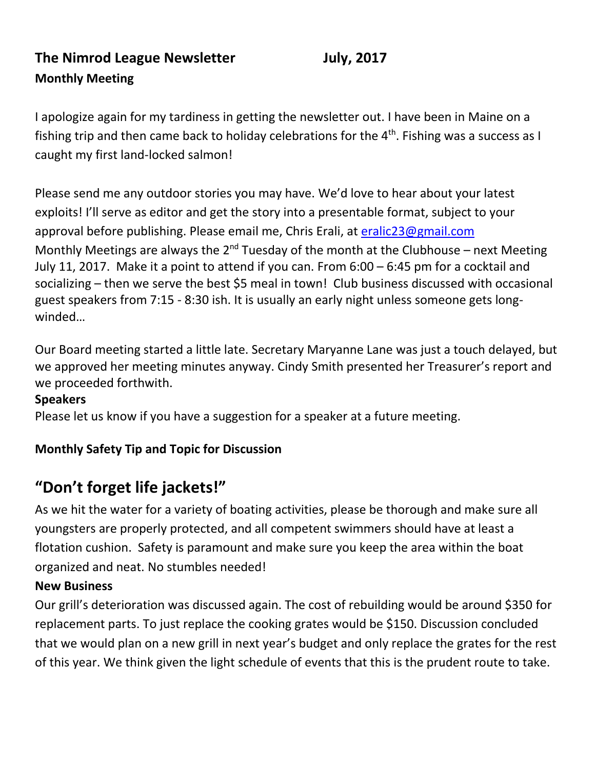**The Nimrod League Newsletter July, 2017**

**Monthly Meeting**

I apologize again for my tardiness in getting the newsletter out. I have been in Maine on a fishing trip and then came back to holiday celebrations for the 4th. Fishing was a success as I caught my first land-locked salmon!

Please send me any outdoor stories you may have. We'd love to hear about your latest exploits! I'll serve as editor and get the story into a presentable format, subject to your approval before publishing. Please email me, Chris Erali, at eralic23@gmail.com

Monthly Meetings are always the 2nd Tuesday of the month at the Clubhouse – next Meeting July 11, 2017. Make it a point to attend if you can. From 6:00 – 6:45 pm for a cocktail and socializing – then we serve the best $5 meal in town! Club business discussed with occasional guest speakers from 7:15 - 8:30 ish. It is usually an early night unless someone gets long-winded…

Our Board meeting started a little late. Secretary Maryanne Lane was just a touch delayed, but we approved her meeting minutes anyway. Cindy Smith presented her Treasurer's report and we proceeded forthwith.

**Speakers**

Please let us know if you have a suggestion for a speaker at a future meeting.

**Monthly Safety Tip and Topic for Discussion**

# "Don't forget life jackets!"

As we hit the water for a variety of boating activities, please be thorough and make sure all youngsters are properly protected, and all competent swimmers should have at least a flotation cushion. Safety is paramount and make sure you keep the area within the boat organized and neat. No stumbles needed!

**New Business**

Our grill's deterioration was discussed again. The cost of rebuilding would be around $350 for replacement parts. To just replace the cooking grates would be $150. Discussion concluded that we would plan on a new grill in next year's budget and only replace the grates for the rest of this year. We think given the light schedule of events that this is the prudent route to take.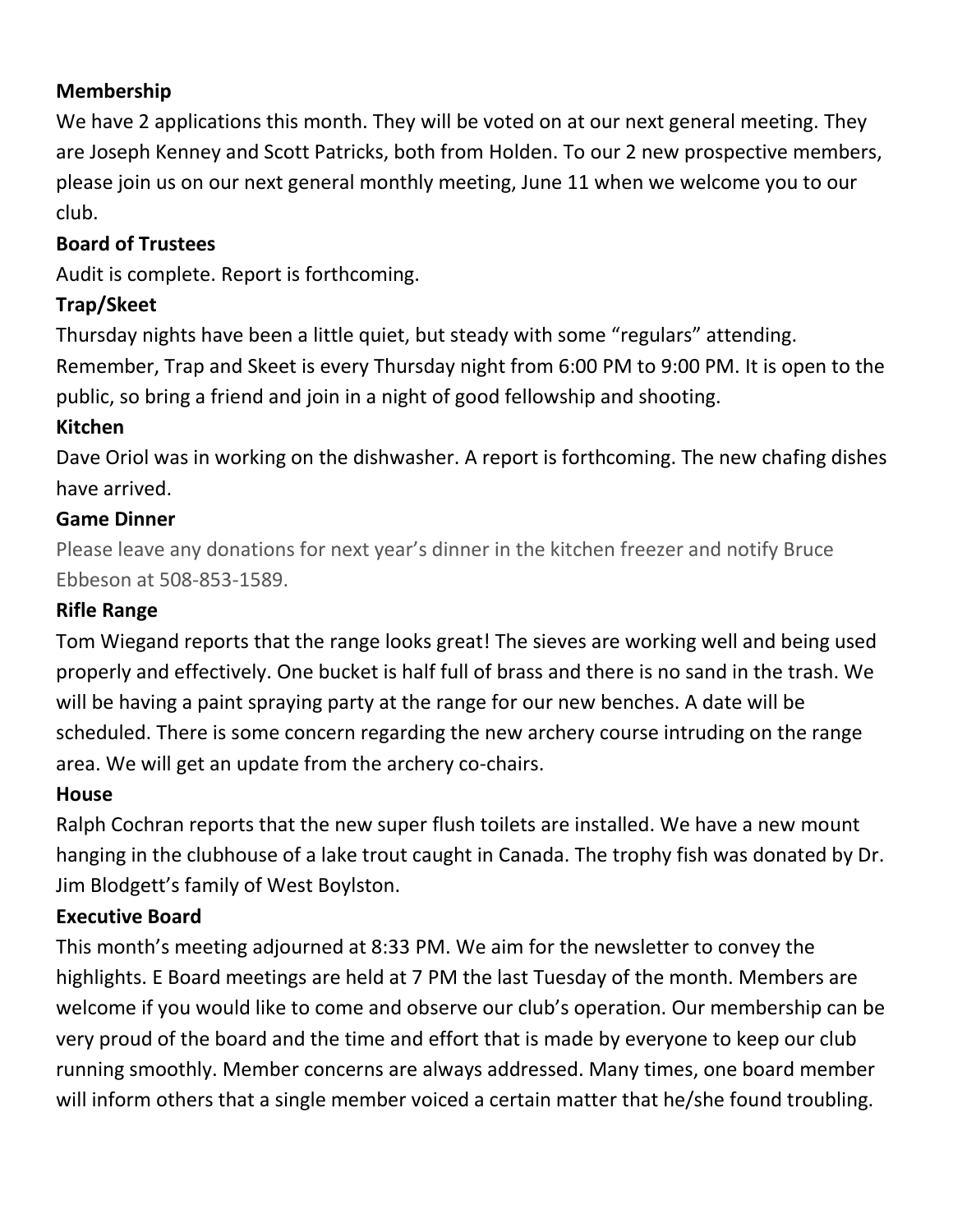**Membership**

We have 2 applications this month. They will be voted on at our next general meeting. They are Joseph Kenney and Scott Patricks, both from Holden. To our 2 new prospective members, please join us on our next general monthly meeting, June 11 when we welcome you to our club.

**Board of Trustees**

Audit is complete. Report is forthcoming.

**Trap/Skeet**

Thursday nights have been a little quiet, but steady with some "regulars" attending. Remember, Trap and Skeet is every Thursday night from 6:00 PM to 9:00 PM. It is open to the public, so bring a friend and join in a night of good fellowship and shooting.

**Kitchen**

Dave Oriol was in working on the dishwasher. A report is forthcoming. The new chafing dishes have arrived.

**Game Dinner**

Please leave any donations for next year's dinner in the kitchen freezer and notify Bruce Ebbeson at 508-853-1589.

**Rifle Range**

Tom Wiegand reports that the range looks great! The sieves are working well and being used properly and effectively. One bucket is half full of brass and there is no sand in the trash. We will be having a paint spraying party at the range for our new benches. A date will be scheduled. There is some concern regarding the new archery course intruding on the range area. We will get an update from the archery co-chairs.

**House**

Ralph Cochran reports that the new super flush toilets are installed. We have a new mount hanging in the clubhouse of a lake trout caught in Canada. The trophy fish was donated by Dr. Jim Blodgett's family of West Boylston.

**Executive Board**

This month's meeting adjourned at 8:33 PM. We aim for the newsletter to convey the highlights. E Board meetings are held at 7 PM the last Tuesday of the month. Members are welcome if you would like to come and observe our club's operation. Our membership can be very proud of the board and the time and effort that is made by everyone to keep our club running smoothly. Member concerns are always addressed. Many times, one board member will inform others that a single member voiced a certain matter that he/she found troubling.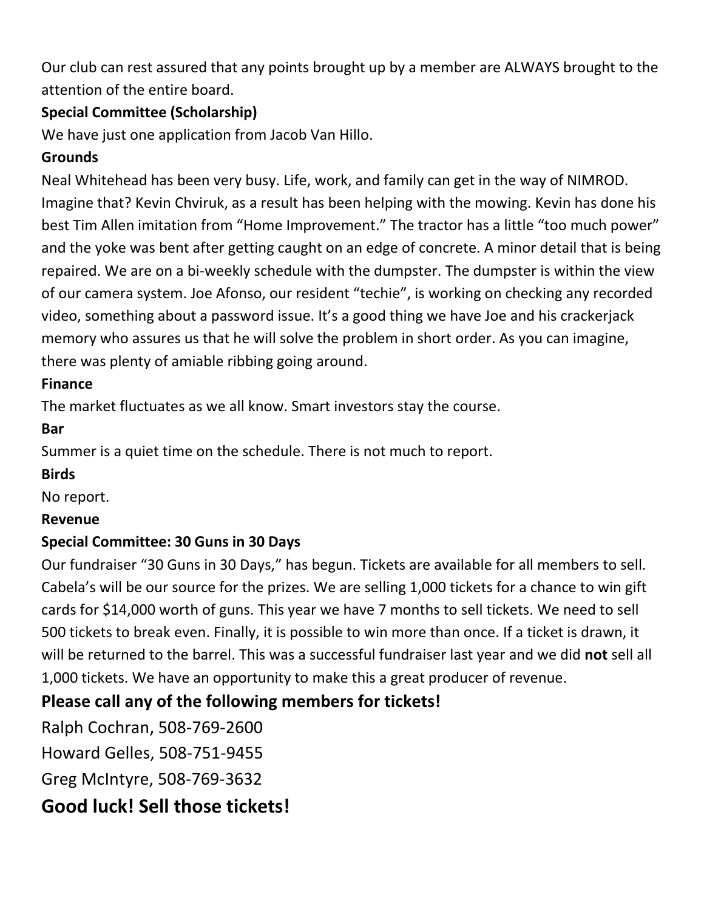Our club can rest assured that any points brought up by a member are ALWAYS brought to the attention of the entire board.

**Special Committee (Scholarship)**

We have just one application from Jacob Van Hillo.

**Grounds**

Neal Whitehead has been very busy. Life, work, and family can get in the way of NIMROD. Imagine that? Kevin Chviruk, as a result has been helping with the mowing. Kevin has done his best Tim Allen imitation from "Home Improvement." The tractor has a little "too much power" and the yoke was bent after getting caught on an edge of concrete. A minor detail that is being repaired. We are on a bi-weekly schedule with the dumpster. The dumpster is within the view of our camera system. Joe Afonso, our resident "techie", is working on checking any recorded video, something about a password issue. It's a good thing we have Joe and his crackerjack memory who assures us that he will solve the problem in short order. As you can imagine, there was plenty of amiable ribbing going around.

**Finance**

The market fluctuates as we all know. Smart investors stay the course.

**Bar**

Summer is a quiet time on the schedule. There is not much to report.

**Birds**

No report.

**Revenue**

**Special Committee: 30 Guns in 30 Days**

Our fundraiser "30 Guns in 30 Days," has begun. Tickets are available for all members to sell. Cabela's will be our source for the prizes. We are selling 1,000 tickets for a chance to win gift cards for $14,000 worth of guns. This year we have 7 months to sell tickets. We need to sell 500 tickets to break even. Finally, it is possible to win more than once. If a ticket is drawn, it will be returned to the barrel. This was a successful fundraiser last year and we did **not** sell all 1,000 tickets. We have an opportunity to make this a great producer of revenue.

## Please call any of the following members for tickets!

Ralph Cochran, 508-769-2600

Howard Gelles, 508-751-9455

Greg McIntyre, 508-769-3632

## Good luck! Sell those tickets!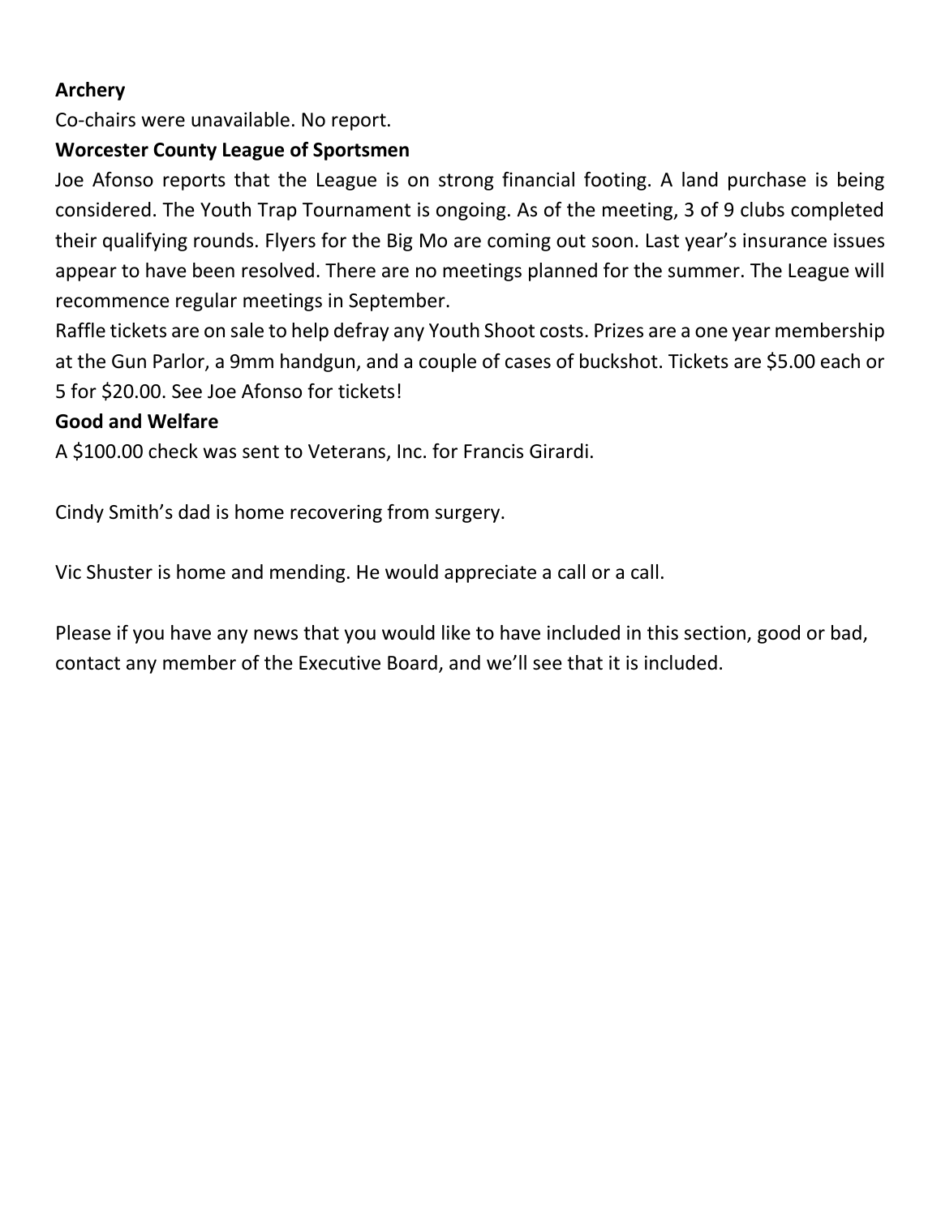**Archery**

Co-chairs were unavailable. No report.

**Worcester County League of Sportsmen**

Joe Afonso reports that the League is on strong financial footing. A land purchase is being considered. The Youth Trap Tournament is ongoing. As of the meeting, 3 of 9 clubs completed their qualifying rounds. Flyers for the Big Mo are coming out soon. Last year's insurance issues appear to have been resolved. There are no meetings planned for the summer. The League will recommence regular meetings in September.

Raffle tickets are on sale to help defray any Youth Shoot costs. Prizes are a one year membership at the Gun Parlor, a 9mm handgun, and a couple of cases of buckshot. Tickets are $5.00 each or 5 for $20.00. See Joe Afonso for tickets!

**Good and Welfare**

A $100.00 check was sent to Veterans, Inc. for Francis Girardi.

Cindy Smith's dad is home recovering from surgery.

Vic Shuster is home and mending. He would appreciate a call or a call.

Please if you have any news that you would like to have included in this section, good or bad, contact any member of the Executive Board, and we'll see that it is included.